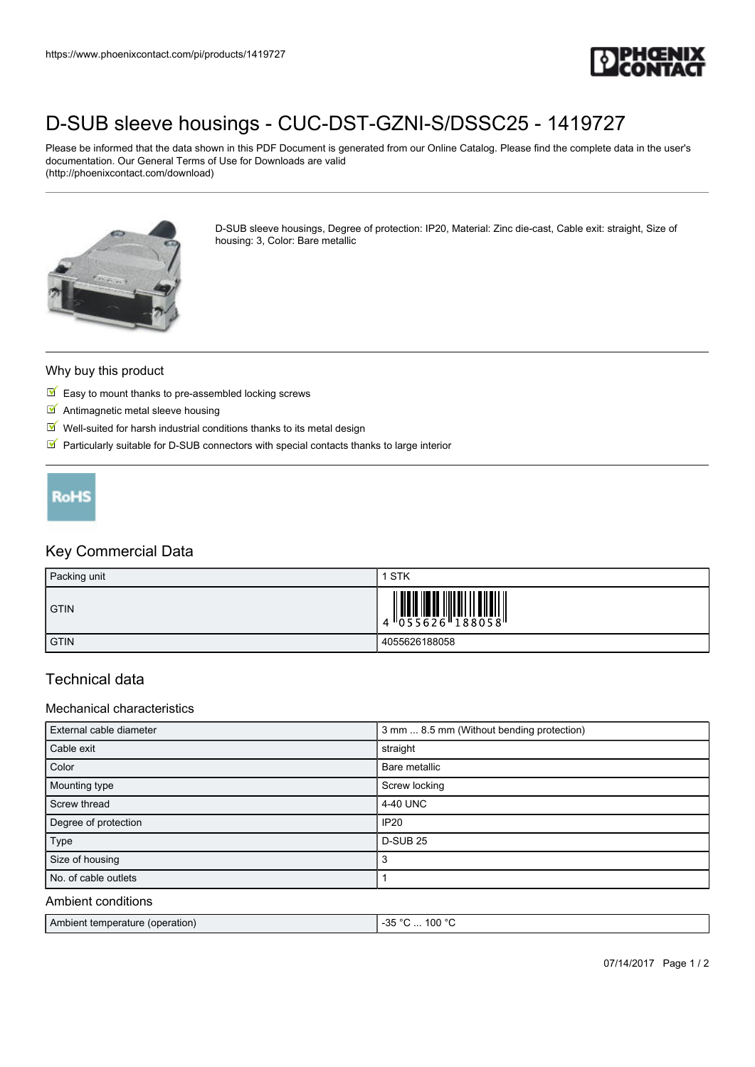https://www.phoenixcontact.com/pi/products/1419727

# D-SUB sleeve housings - CUC-DST-GZNI-S/DSSC25 - 1419727

Please be informed that the data shown in this PDF Document is generated from our Online Catalog. Please find the complete data in the user's documentation. Our General Terms of Use for Downloads are valid (http://phoenixcontact.com/download)

D-SUB sleeve housings, Degree of protection: IP20, Material: Zinc die-cast, Cable exit: straight, Size of housing: 3, Color: Bare metallic

## Why buy this product

- Easy to mount thanks to pre-assembled locking screws
- Antimagnetic metal sleeve housing
- Well-suited for harsh industrial conditions thanks to its metal design
- Particularly suitable for D-SUB connectors with special contacts thanks to large interior

RoHS

## Key Commercial Data

| Packing unit | 1 STK |
|---|---|
| GTIN | 4 055626 188058 |
| GTIN | 4055626188058 |

## Technical data

### Mechanical characteristics

| External cable diameter | 3 mm ... 8.5 mm (Without bending protection) |
|---|---|
| Cable exit | straight |
| Color | Bare metallic |
| Mounting type | Screw locking |
| Screw thread | 4-40 UNC |
| Degree of protection | IP20 |
| Type | D-SUB 25 |
| Size of housing | 3 |
| No. of cable outlets | 1 |

### Ambient conditions

| Ambient temperature (operation) | -35 °C ... 100 °C |
|---|---|

07/14/2017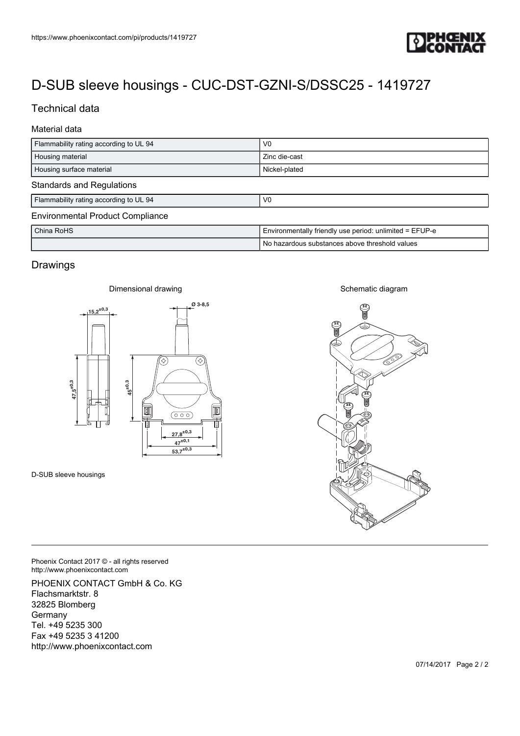# D-SUB sleeve housings - CUC-DST-GZNI-S/DSSC25 - 1419727

## Technical data

### Material data

| | |
|---|---|
| Flammability rating according to UL 94 | V0 |
| Housing material | Zinc die-cast |
| Housing surface material | Nickel-plated |

### Standards and Regulations

| | |
|---|---|
| Flammability rating according to UL 94 | V0 |

### Environmental Product Compliance

| | |
|---|---|
| China RoHS | Environmentally friendly use period: unlimited = EFUP-e |
| | No hazardous substances above threshold values |

## Drawings

Dimensional drawing

15,2 ±0,3
Ø 3-8,5
47,5 ±0,3
45 ±0,3
27,8 ±0,3
47 ±0,1
53,7 ±0,3

D-SUB sleeve housings

Schematic diagram

Phoenix Contact 2017 © - all rights reserved
http://www.phoenixcontact.com

PHOENIX CONTACT GmbH & Co. KG
Flachsmarktstr. 8
32825 Blomberg
Germany
Tel. +49 5235 300
Fax +49 5235 3 41200
http://www.phoenixcontact.com